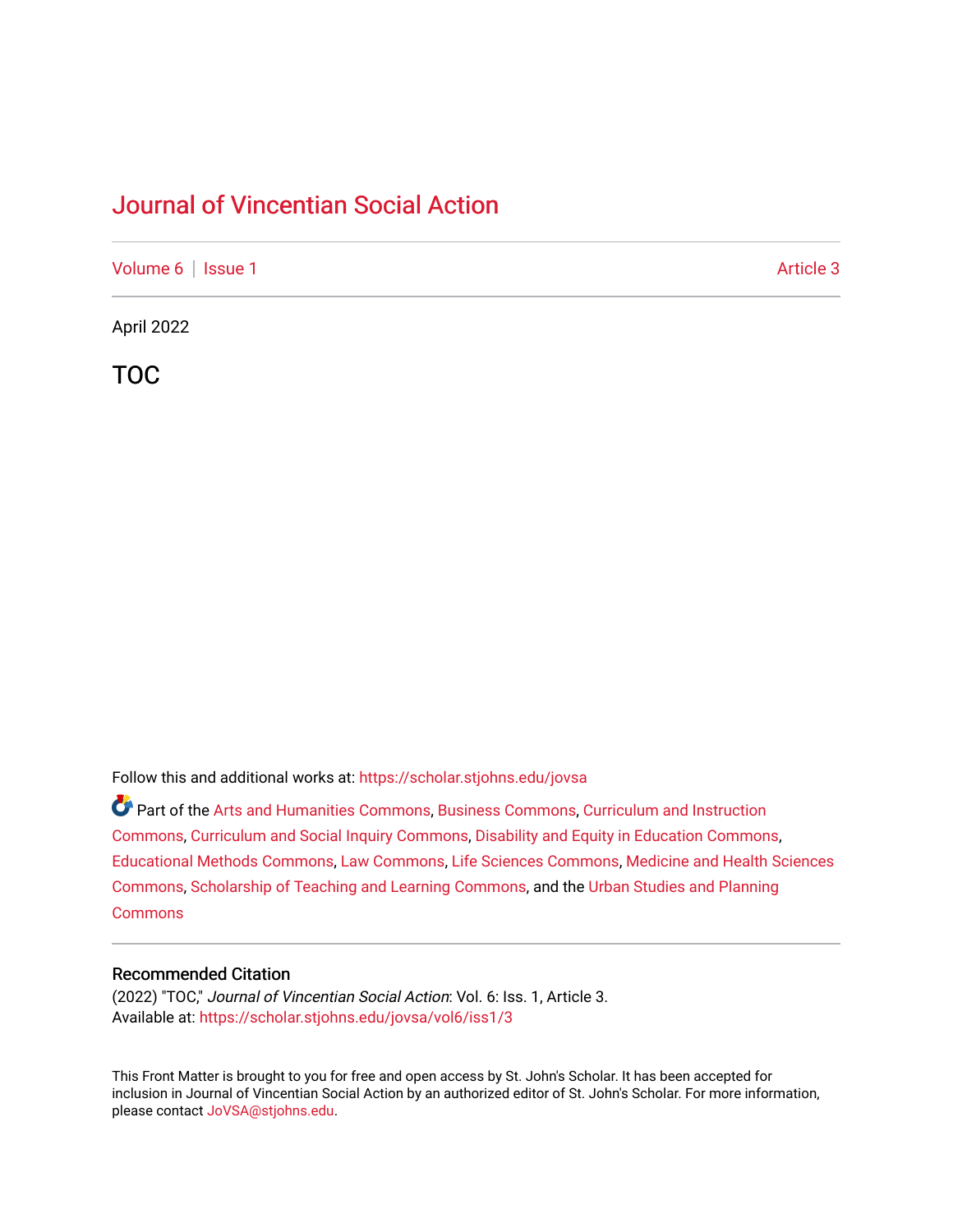# Journal of Vincentian Social Action

Volume 6 | Issue 1 | Article 3

April 2022

## TOC

Follow this and additional works at: https://scholar.stjohns.edu/jovsa

Part of the Arts and Humanities Commons, Business Commons, Curriculum and Instruction Commons, Curriculum and Social Inquiry Commons, Disability and Equity in Education Commons, Educational Methods Commons, Law Commons, Life Sciences Commons, Medicine and Health Sciences Commons, Scholarship of Teaching and Learning Commons, and the Urban Studies and Planning Commons

### Recommended Citation

(2022) "TOC," *Journal of Vincentian Social Action*: Vol. 6: Iss. 1, Article 3.
Available at: https://scholar.stjohns.edu/jovsa/vol6/iss1/3

This Front Matter is brought to you for free and open access by St. John's Scholar. It has been accepted for inclusion in Journal of Vincentian Social Action by an authorized editor of St. John's Scholar. For more information, please contact JoVSA@stjohns.edu.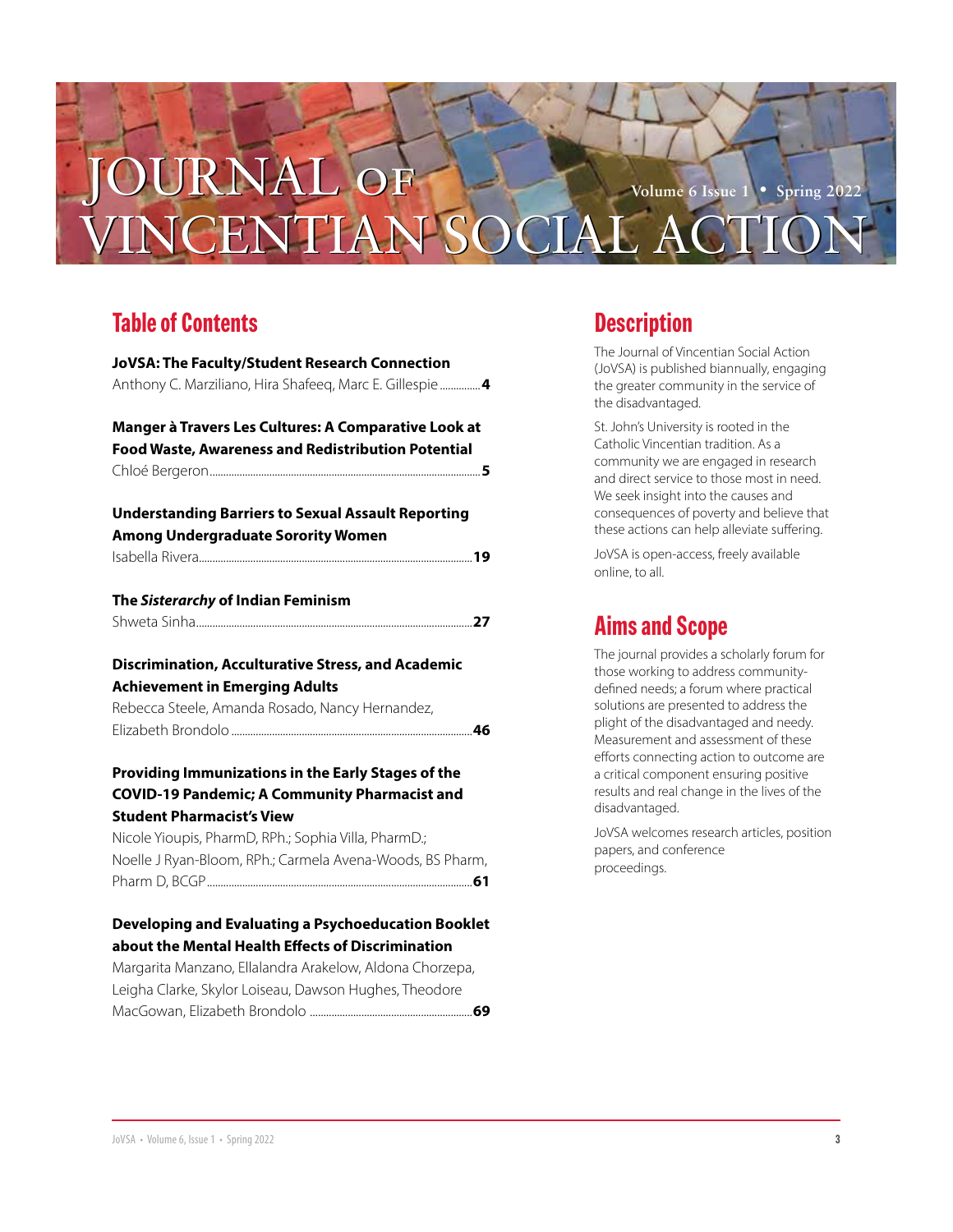# JOURNAL OF VINCENTIAN SOCIAL ACTION

Volume 6 Issue 1 • Spring 2022

## Table of Contents

**JoVSA: The Faculty/Student Research Connection**
Anthony C. Marziliano, Hira Shafeeq, Marc E. Gillespie ............... **4**

**Manger à Travers Les Cultures: A Comparative Look at Food Waste, Awareness and Redistribution Potential**
Chloé Bergeron ............... **5**

**Understanding Barriers to Sexual Assault Reporting Among Undergraduate Sorority Women**
Isabella Rivera ............... **19**

**The *Sisterarchy* of Indian Feminism**
Shweta Sinha ............... **27**

**Discrimination, Acculturative Stress, and Academic Achievement in Emerging Adults**
Rebecca Steele, Amanda Rosado, Nancy Hernandez, Elizabeth Brondolo ............... **46**

**Providing Immunizations in the Early Stages of the COVID-19 Pandemic; A Community Pharmacist and Student Pharmacist's View**
Nicole Yioupis, PharmD, RPh.; Sophia Villa, PharmD.; Noelle J Ryan-Bloom, RPh.; Carmela Avena-Woods, BS Pharm, Pharm D, BCGP ............... **61**

**Developing and Evaluating a Psychoeducation Booklet about the Mental Health Effects of Discrimination**
Margarita Manzano, Ellalandra Arakelow, Aldona Chorzepa, Leigha Clarke, Skylor Loiseau, Dawson Hughes, Theodore MacGowan, Elizabeth Brondolo ............... **69**

## Description

The Journal of Vincentian Social Action (JoVSA) is published biannually, engaging the greater community in the service of the disadvantaged.

St. John's University is rooted in the Catholic Vincentian tradition. As a community we are engaged in research and direct service to those most in need. We seek insight into the causes and consequences of poverty and believe that these actions can help alleviate suffering.

JoVSA is open-access, freely available online, to all.

## Aims and Scope

The journal provides a scholarly forum for those working to address community-defined needs; a forum where practical solutions are presented to address the plight of the disadvantaged and needy. Measurement and assessment of these efforts connecting action to outcome are a critical component ensuring positive results and real change in the lives of the disadvantaged.

JoVSA welcomes research articles, position papers, and conference proceedings.